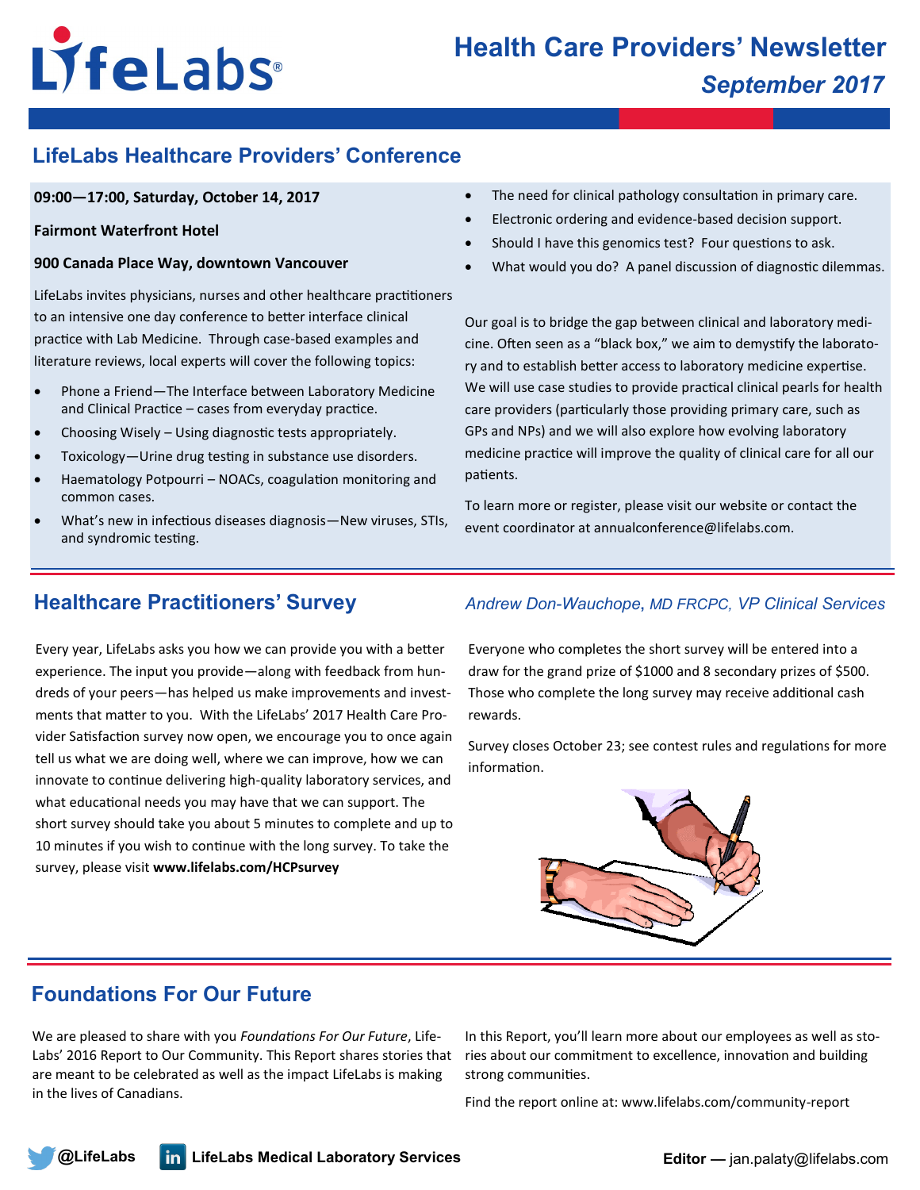# LifeLabs

## Health Care Providers' Newsletter

*September 2017*

## LifeLabs Healthcare Providers' Conference

**09:00—17:00, Saturday, October 14, 2017**

**Fairmont Waterfront Hotel**

**900 Canada Place Way, downtown Vancouver**

LifeLabs invites physicians, nurses and other healthcare practitioners to an intensive one day conference to better interface clinical practice with Lab Medicine. Through case-based examples and literature reviews, local experts will cover the following topics:

- Phone a Friend—The Interface between Laboratory Medicine and Clinical Practice – cases from everyday practice.
- Choosing Wisely – Using diagnostic tests appropriately.
- Toxicology—Urine drug testing in substance use disorders.
- Haematology Potpourri – NOACs, coagulation monitoring and common cases.
- What's new in infectious diseases diagnosis—New viruses, STIs, and syndromic testing.
- The need for clinical pathology consultation in primary care.
- Electronic ordering and evidence-based decision support.
- Should I have this genomics test? Four questions to ask.
- What would you do? A panel discussion of diagnostic dilemmas.

Our goal is to bridge the gap between clinical and laboratory medicine. Often seen as a "black box," we aim to demystify the laboratory and to establish better access to laboratory medicine expertise. We will use case studies to provide practical clinical pearls for health care providers (particularly those providing primary care, such as GPs and NPs) and we will also explore how evolving laboratory medicine practice will improve the quality of clinical care for all our patients.

To learn more or register, please visit our website or contact the event coordinator at annualconference@lifelabs.com.

## Healthcare Practitioners' Survey

*Andrew Don-Wauchope, MD FRCPC, VP Clinical Services*

Every year, LifeLabs asks you how we can provide you with a better experience. The input you provide—along with feedback from hundreds of your peers—has made improvements and investments that matter to you. With the LifeLabs' 2017 Health Care Provider Satisfaction survey now open, we encourage you to once again tell us what we are doing well, where we can improve, how we can innovate to continue delivering high-quality laboratory services, and what educational needs you may have that we can support. The short survey should take you about 5 minutes to complete and up to 10 minutes if you wish to continue with the long survey. To take the survey, please visit **www.lifelabs.com/HCPsurvey**

Everyone who completes the short survey will be entered into a draw for the grand prize of $1000 and 8 secondary prizes of $500. Those who complete the long survey may receive additional cash rewards.

Survey closes October 23; see contest rules and regulations for more information.

## Foundations For Our Future

We are pleased to share with you *Foundations For Our Future*, LifeLabs' 2016 Report to Our Community. This Report shares stories that are meant to be celebrated as well as the impact LifeLabs is making in the lives of Canadians.

In this Report, you'll learn more about our employees as well as stories about our commitment to excellence, innovation and building strong communities.

Find the report online at: www.lifelabs.com/community-report

@LifeLabs    LifeLabs Medical Laboratory Services    **Editor —** jan.palaty@lifelabs.com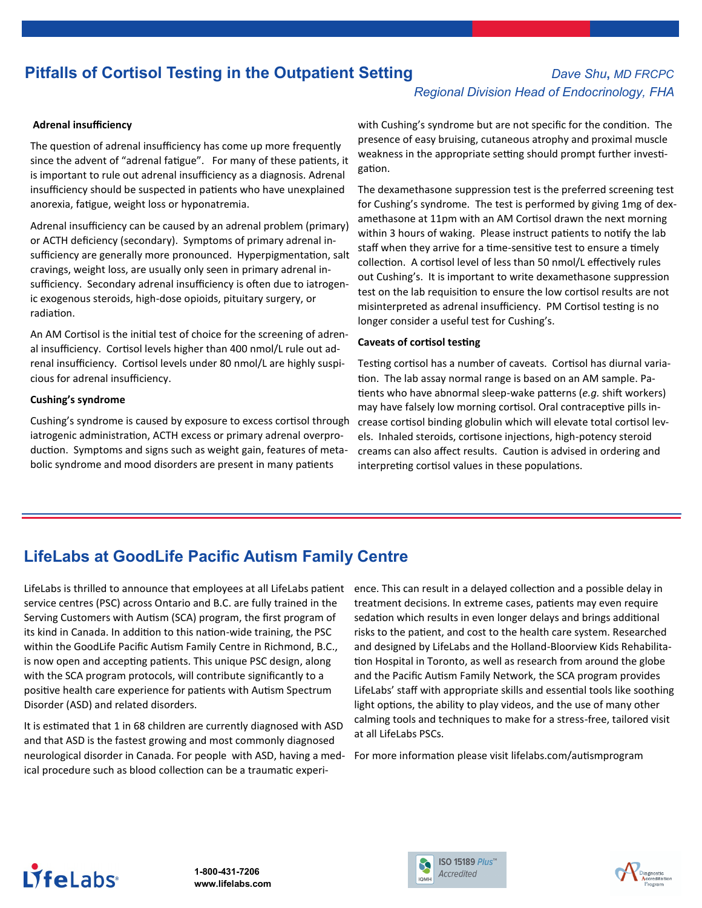## Pitfalls of Cortisol Testing in the Outpatient Setting

*Dave Shu, MD FRCPC*
*Regional Division Head of Endocrinology, FHA*

**Adrenal insufficiency**

The question of adrenal insufficiency has come up more frequently since the advent of "adrenal fatigue". For many of these patients, it is important to rule out adrenal insufficiency as a diagnosis. Adrenal insufficiency should be suspected in patients who have unexplained anorexia, fatigue, weight loss or hyponatremia.

Adrenal insufficiency can be caused by an adrenal problem (primary) or ACTH deficiency (secondary). Symptoms of primary adrenal insufficiency are generally more pronounced. Hyperpigmentation, salt cravings, weight loss, are usually only seen in primary adrenal insufficiency. Secondary adrenal insufficiency is often due to iatrogenic exogenous steroids, high-dose opioids, pituitary surgery, or radiation.

An AM Cortisol is the initial test of choice for the screening of adrenal insufficiency. Cortisol levels higher than 400 nmol/L rule out adrenal insufficiency. Cortisol levels under 80 nmol/L are highly suspicious for adrenal insufficiency.

**Cushing's syndrome**

Cushing's syndrome is caused by exposure to excess cortisol through iatrogenic administration, ACTH excess or primary adrenal overproduction. Symptoms and signs such as weight gain, features of metabolic syndrome and mood disorders are present in many patients with Cushing's syndrome but are not specific for the condition. The presence of easy bruising, cutaneous atrophy and proximal muscle weakness in the appropriate setting should prompt further investigation.

The dexamethasone suppression test is the preferred screening test for Cushing's syndrome. The test is performed by giving 1mg of dexamethasone at 11pm with an AM Cortisol drawn the next morning within 3 hours of waking. Please instruct patients to notify the lab staff when they arrive for a time-sensitive test to ensure a timely collection. A cortisol level of less than 50 nmol/L effectively rules out Cushing's. It is important to write dexamethasone suppression test on the lab requisition to ensure the low cortisol results are not misinterpreted as adrenal insufficiency. PM Cortisol testing is no longer consider a useful test for Cushing's.

**Caveats of cortisol testing**

Testing cortisol has a number of caveats. Cortisol has diurnal variation. The lab assay normal range is based on an AM sample. Patients who have abnormal sleep-wake patterns (*e.g.* shift workers) may have falsely low morning cortisol. Oral contraceptive pills increase cortisol binding globulin which will elevate total cortisol levels. Inhaled steroids, cortisone injections, high-potency steroid creams can also affect results. Caution is advised in ordering and interpreting cortisol values in these populations.

## LifeLabs at GoodLife Pacific Autism Family Centre

LifeLabs is thrilled to announce that employees at all LifeLabs patient service centres (PSC) across Ontario and B.C. are fully trained in the Serving Customers with Autism (SCA) program, the first program of its kind in Canada. In addition to this nation-wide training, the PSC within the GoodLife Pacific Autism Family Centre in Richmond, B.C., is now open and accepting patients. This unique PSC design, along with the SCA program protocols, will contribute significantly to a positive health care experience for patients with Autism Spectrum Disorder (ASD) and related disorders.

It is estimated that 1 in 68 children are currently diagnosed with ASD and that ASD is the fastest growing and most commonly diagnosed neurological disorder in Canada. For people with ASD, having a medical procedure such as blood collection can be a traumatic experience. This can result in a delayed collection and a possible delay in treatment decisions. In extreme cases, patients may even require sedation which results in even longer delays and brings additional risks to the patient, and cost to the health care system. Researched and designed by LifeLabs and the Holland-Bloorview Kids Rehabilitation Hospital in Toronto, as well as research from around the globe and the Pacific Autism Family Network, the SCA program provides LifeLabs' staff with appropriate skills and essential tools like soothing light options, the ability to play videos, and the use of many other calming tools and techniques to make for a stress-free, tailored visit at all LifeLabs PSCs.

For more information please visit lifelabs.com/autismprogram

LifeLabs

1-800-431-7206
www.lifelabs.com

ISO 15189 Plus™ Accredited

Diagnostic Accreditation Program